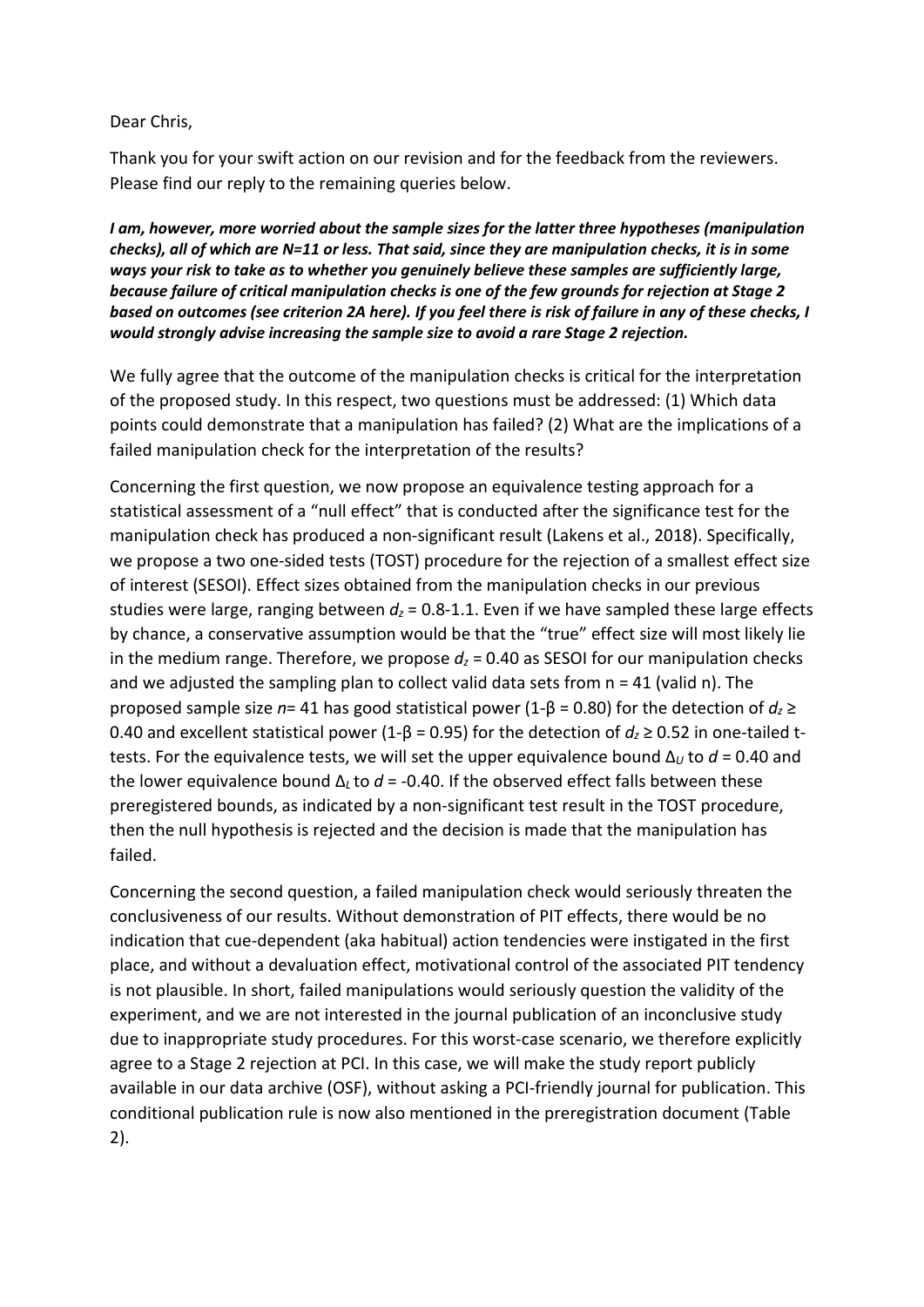Dear Chris,

Thank you for your swift action on our revision and for the feedback from the reviewers. Please find our reply to the remaining queries below.

***I am, however, more worried about the sample sizes for the latter three hypotheses (manipulation checks), all of which are N=11 or less. That said, since they are manipulation checks, it is in some ways your risk to take as to whether you genuinely believe these samples are sufficiently large, because failure of critical manipulation checks is one of the few grounds for rejection at Stage 2 based on outcomes (see criterion 2A here). If you feel there is risk of failure in any of these checks, I would strongly advise increasing the sample size to avoid a rare Stage 2 rejection.***

We fully agree that the outcome of the manipulation checks is critical for the interpretation of the proposed study. In this respect, two questions must be addressed: (1) Which data points could demonstrate that a manipulation has failed? (2) What are the implications of a failed manipulation check for the interpretation of the results?

Concerning the first question, we now propose an equivalence testing approach for a statistical assessment of a "null effect" that is conducted after the significance test for the manipulation check has produced a non-significant result (Lakens et al., 2018). Specifically, we propose a two one-sided tests (TOST) procedure for the rejection of a smallest effect size of interest (SESOI). Effect sizes obtained from the manipulation checks in our previous studies were large, ranging between $d_z = 0.8$-$1.1$. Even if we have sampled these large effects by chance, a conservative assumption would be that the "true" effect size will most likely lie in the medium range. Therefore, we propose $d_z = 0.40$ as SESOI for our manipulation checks and we adjusted the sampling plan to collect valid data sets from n = 41 (valid n). The proposed sample size $n = 41$ has good statistical power ($1\text{-}\beta = 0.80$) for the detection of $d_z \geq 0.40$ and excellent statistical power ($1\text{-}\beta = 0.95$) for the detection of $d_z \geq 0.52$ in one-tailed t-tests. For the equivalence tests, we will set the upper equivalence bound $\Delta_U$ to $d = 0.40$ and the lower equivalence bound $\Delta_L$ to $d = -0.40$. If the observed effect falls between these preregistered bounds, as indicated by a non-significant test result in the TOST procedure, then the null hypothesis is rejected and the decision is made that the manipulation has failed.

Concerning the second question, a failed manipulation check would seriously threaten the conclusiveness of our results. Without demonstration of PIT effects, there would be no indication that cue-dependent (aka habitual) action tendencies were instigated in the first place, and without a devaluation effect, motivational control of the associated PIT tendency is not plausible. In short, failed manipulations would seriously question the validity of the experiment, and we are not interested in the journal publication of an inconclusive study due to inappropriate study procedures. For this worst-case scenario, we therefore explicitly agree to a Stage 2 rejection at PCI. In this case, we will make the study report publicly available in our data archive (OSF), without asking a PCI-friendly journal for publication. This conditional publication rule is now also mentioned in the preregistration document (Table 2).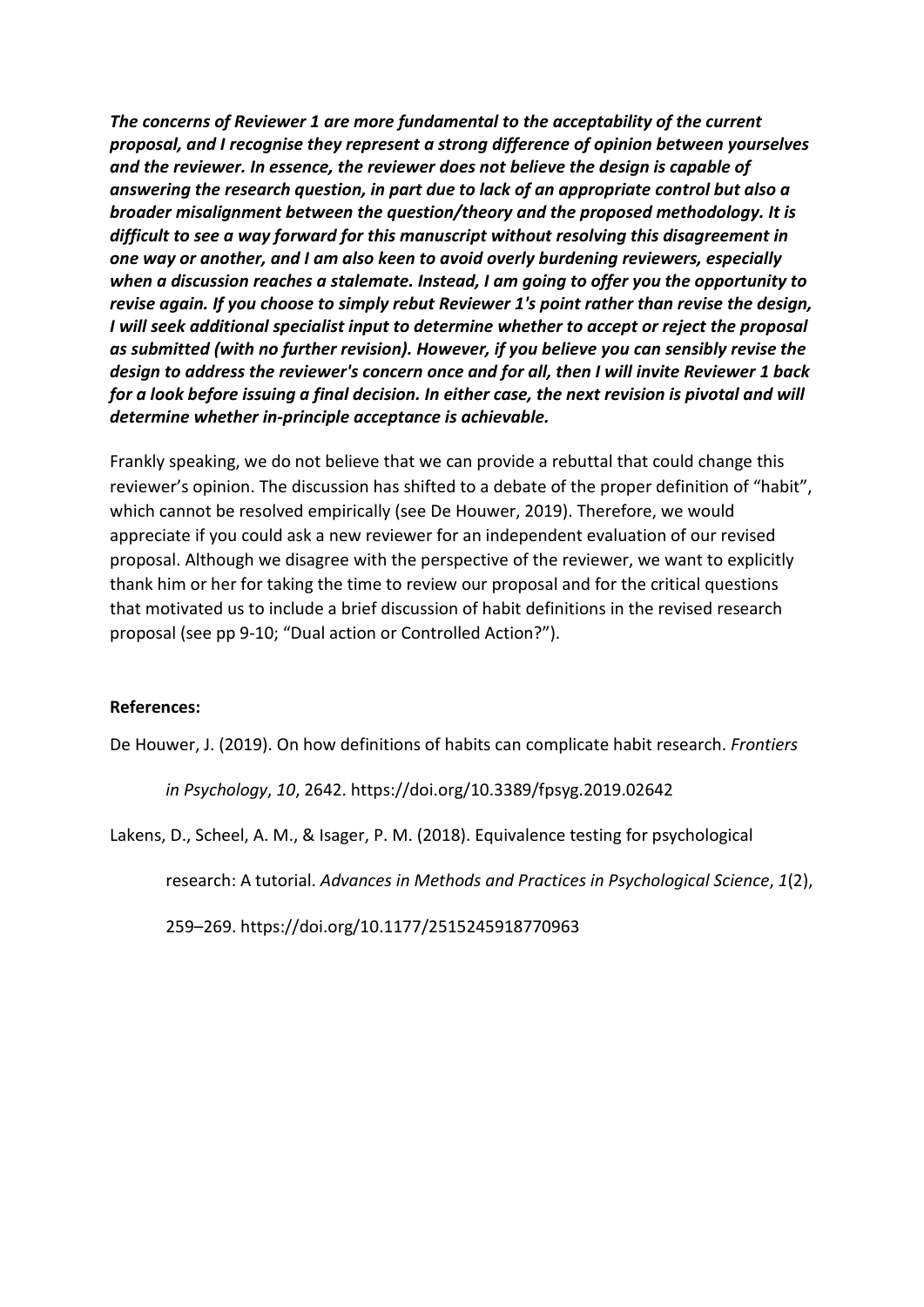***The concerns of Reviewer 1 are more fundamental to the acceptability of the current proposal, and I recognise they represent a strong difference of opinion between yourselves and the reviewer. In essence, the reviewer does not believe the design is capable of answering the research question, in part due to lack of an appropriate control but also a broader misalignment between the question/theory and the proposed methodology. It is difficult to see a way forward for this manuscript without resolving this disagreement in one way or another, and I am also keen to avoid overly burdening reviewers, especially when a discussion reaches a stalemate. Instead, I am going to offer you the opportunity to revise again. If you choose to simply rebut Reviewer 1's point rather than revise the design, I will seek additional specialist input to determine whether to accept or reject the proposal as submitted (with no further revision). However, if you believe you can sensibly revise the design to address the reviewer's concern once and for all, then I will invite Reviewer 1 back for a look before issuing a final decision. In either case, the next revision is pivotal and will determine whether in-principle acceptance is achievable.***

Frankly speaking, we do not believe that we can provide a rebuttal that could change this reviewer's opinion. The discussion has shifted to a debate of the proper definition of "habit", which cannot be resolved empirically (see De Houwer, 2019). Therefore, we would appreciate if you could ask a new reviewer for an independent evaluation of our revised proposal. Although we disagree with the perspective of the reviewer, we want to explicitly thank him or her for taking the time to review our proposal and for the critical questions that motivated us to include a brief discussion of habit definitions in the revised research proposal (see pp 9-10; "Dual action or Controlled Action?").

**References:**

De Houwer, J. (2019). On how definitions of habits can complicate habit research. *Frontiers in Psychology*, *10*, 2642. https://doi.org/10.3389/fpsyg.2019.02642

Lakens, D., Scheel, A. M., & Isager, P. M. (2018). Equivalence testing for psychological research: A tutorial. *Advances in Methods and Practices in Psychological Science*, *1*(2), 259–269. https://doi.org/10.1177/2515245918770963